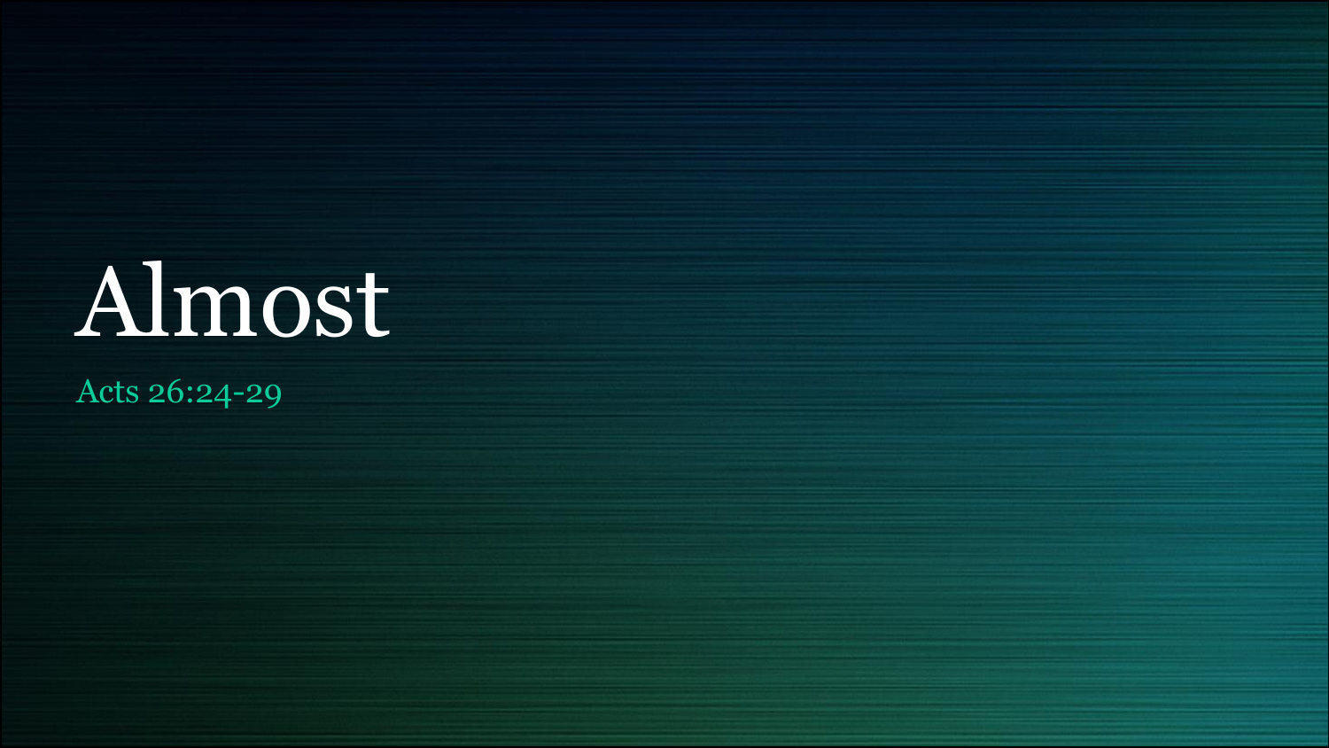# Almost

Acts 26:24-29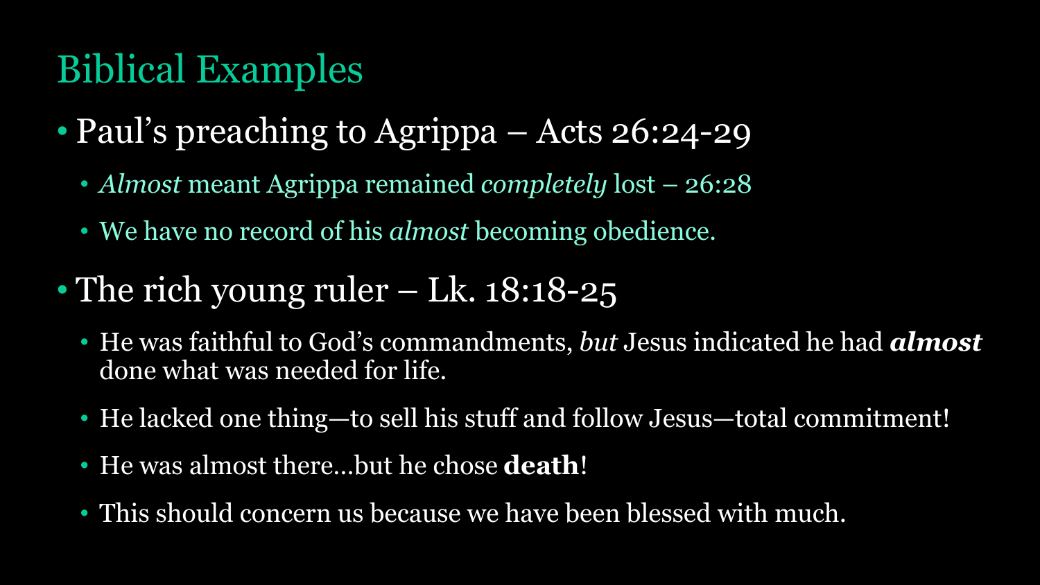# Biblical Examples

- Paul's preaching to Agrippa – Acts 26:24-29
  - *Almost* meant Agrippa remained *completely* lost – 26:28
  - We have no record of his *almost* becoming obedience.
- The rich young ruler – Lk. 18:18-25
  - He was faithful to God's commandments, *but* Jesus indicated he had ***almost*** done what was needed for life.
  - He lacked one thing—to sell his stuff and follow Jesus—total commitment!
  - He was almost there…but he chose **death**!
  - This should concern us because we have been blessed with much.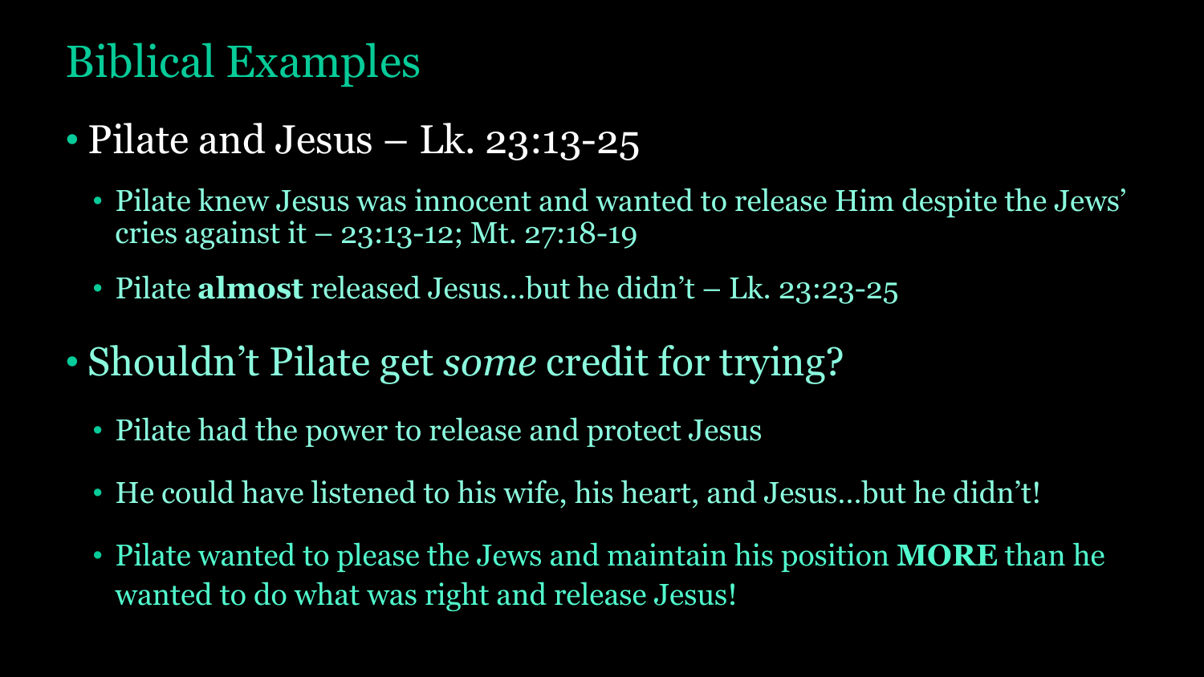## Biblical Examples

- Pilate and Jesus – Lk. 23:13-25
  - Pilate knew Jesus was innocent and wanted to release Him despite the Jews' cries against it – 23:13-12; Mt. 27:18-19
  - Pilate **almost** released Jesus…but he didn't – Lk. 23:23-25
- Shouldn't Pilate get *some* credit for trying?
  - Pilate had the power to release and protect Jesus
  - He could have listened to his wife, his heart, and Jesus…but he didn't!
  - Pilate wanted to please the Jews and maintain his position **MORE** than he wanted to do what was right and release Jesus!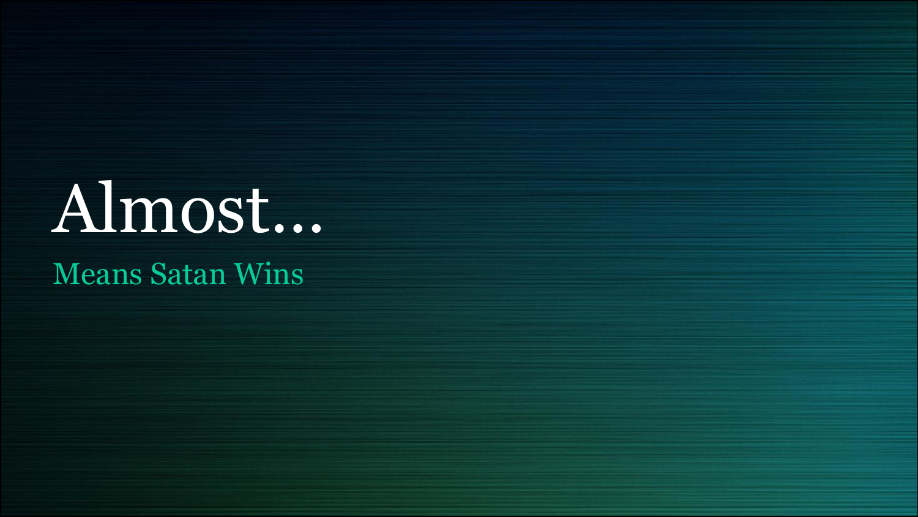# Almost…

## Means Satan Wins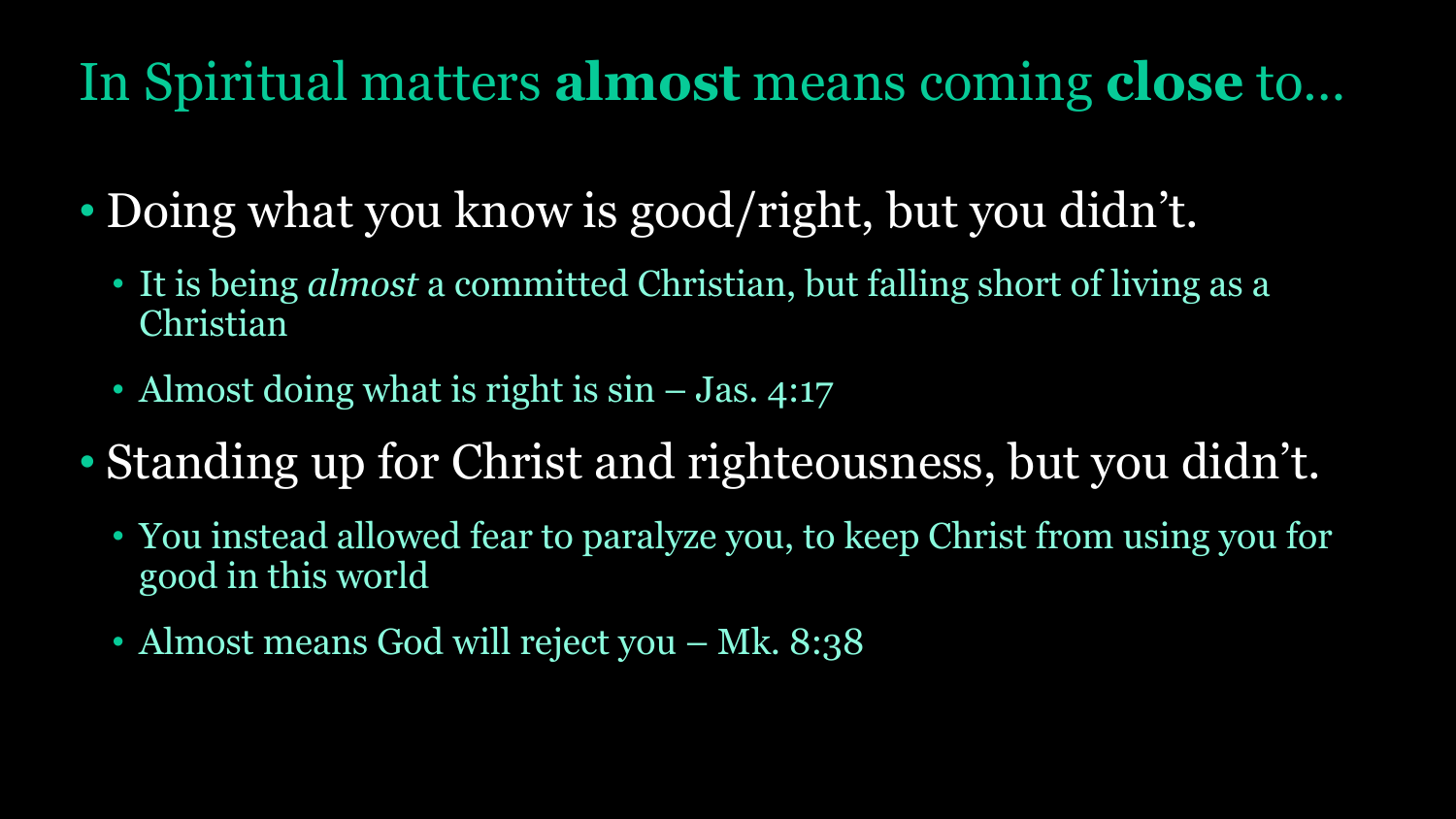# In Spiritual matters **almost** means coming **close** to…

- Doing what you know is good/right, but you didn't.
  - It is being *almost* a committed Christian, but falling short of living as a Christian
  - Almost doing what is right is sin – Jas. 4:17
- Standing up for Christ and righteousness, but you didn't.
  - You instead allowed fear to paralyze you, to keep Christ from using you for good in this world
  - Almost means God will reject you – Mk. 8:38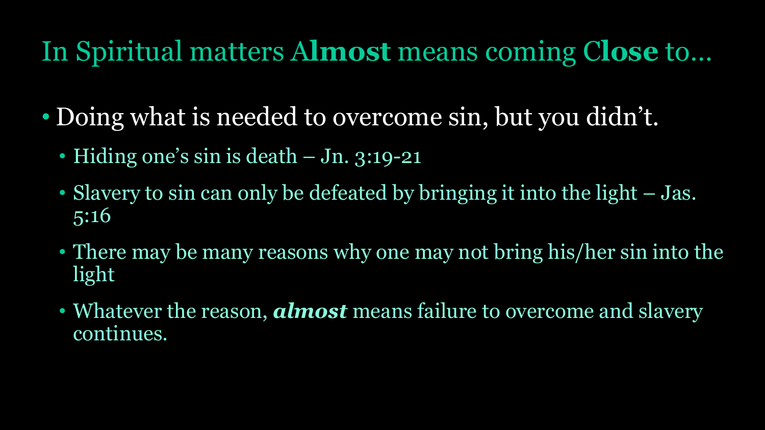# In Spiritual matters A**lmost** means coming C**lose** to…

- Doing what is needed to overcome sin, but you didn't.
  - Hiding one's sin is death – Jn. 3:19-21
  - Slavery to sin can only be defeated by bringing it into the light – Jas. 5:16
  - There may be many reasons why one may not bring his/her sin into the light
  - Whatever the reason, ***almost*** means failure to overcome and slavery continues.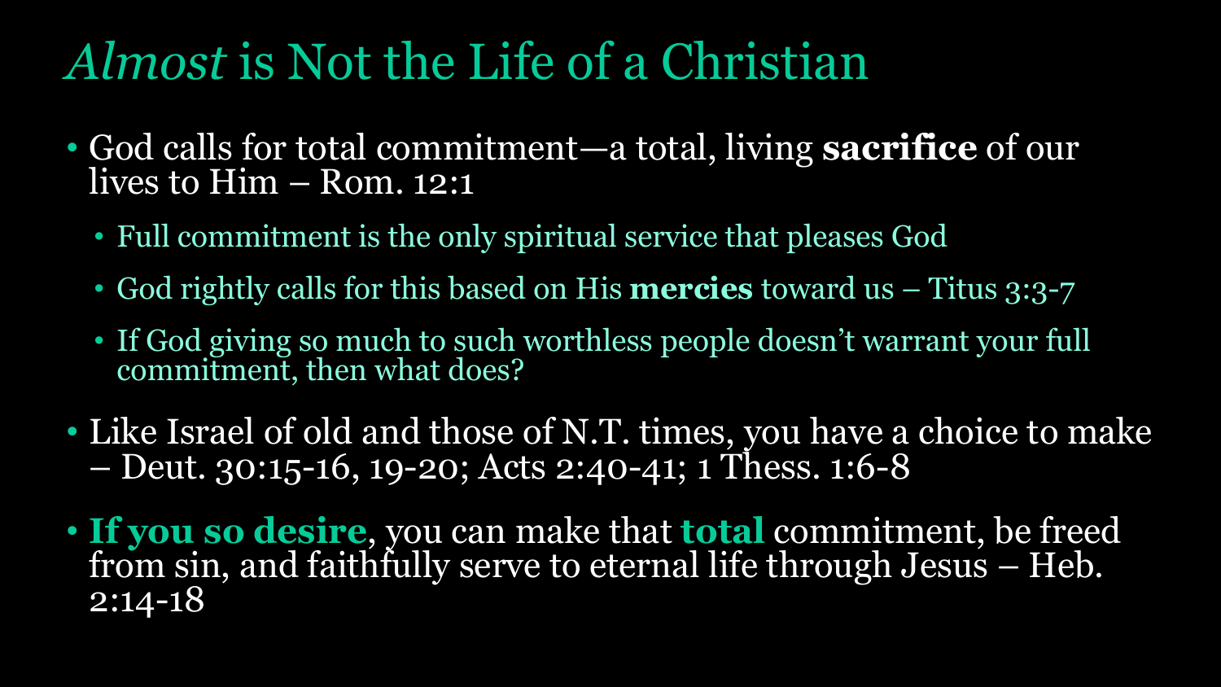# *Almost* is Not the Life of a Christian

- God calls for total commitment—a total, living **sacrifice** of our lives to Him – Rom. 12:1
  - Full commitment is the only spiritual service that pleases God
  - God rightly calls for this based on His **mercies** toward us – Titus 3:3-7
  - If God giving so much to such worthless people doesn't warrant your full commitment, then what does?
- Like Israel of old and those of N.T. times, you have a choice to make – Deut. 30:15-16, 19-20; Acts 2:40-41; 1 Thess. 1:6-8
- **If you so desire**, you can make that **total** commitment, be freed from sin, and faithfully serve to eternal life through Jesus – Heb. 2:14-18